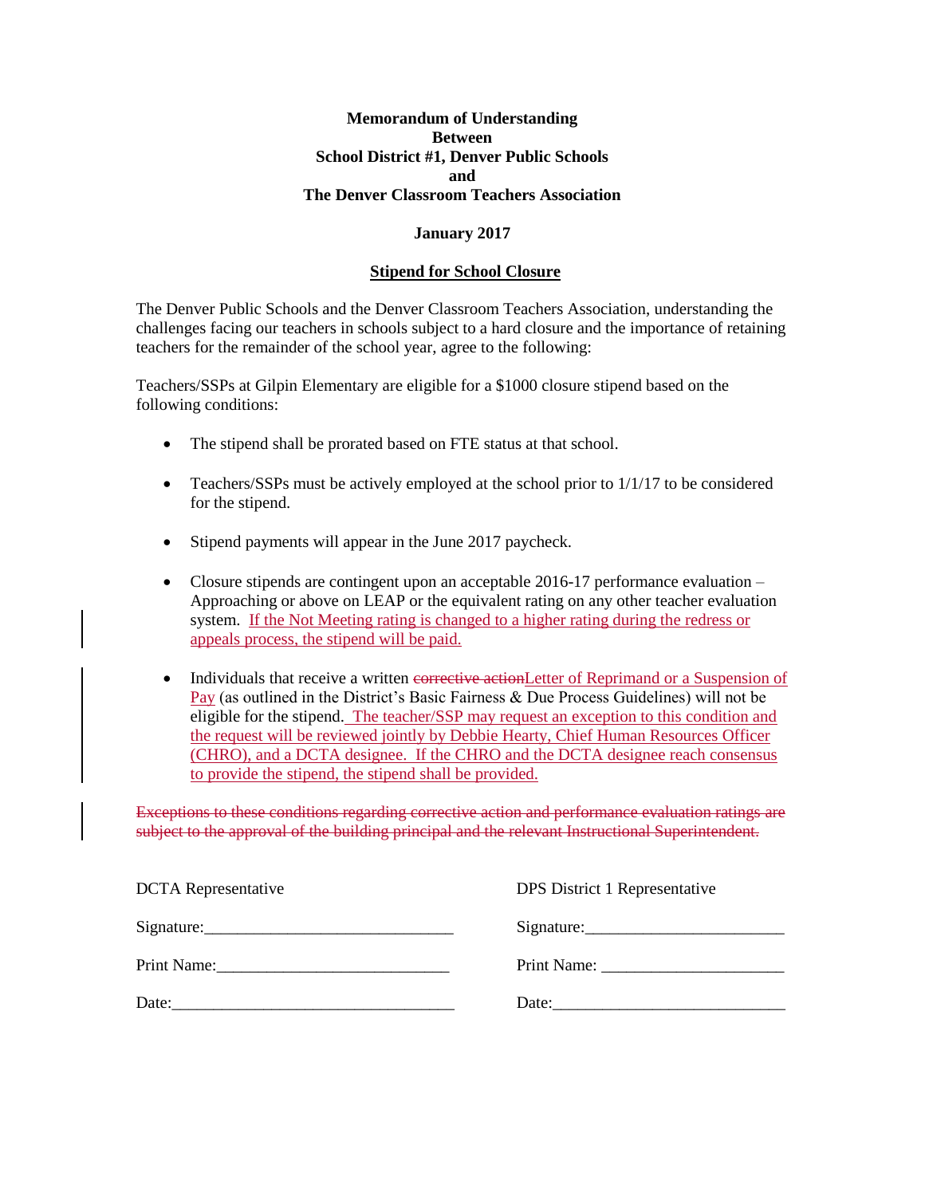**Memorandum of Understanding**
**Between**
**School District #1, Denver Public Schools**
**and**
**The Denver Classroom Teachers Association**

**January 2017**

**Stipend for School Closure**

The Denver Public Schools and the Denver Classroom Teachers Association, understanding the challenges facing our teachers in schools subject to a hard closure and the importance of retaining teachers for the remainder of the school year, agree to the following:

Teachers/SSPs at Gilpin Elementary are eligible for a $1000 closure stipend based on the following conditions:

- The stipend shall be prorated based on FTE status at that school.
- Teachers/SSPs must be actively employed at the school prior to 1/1/17 to be considered for the stipend.
- Stipend payments will appear in the June 2017 paycheck.
- Closure stipends are contingent upon an acceptable 2016-17 performance evaluation – Approaching or above on LEAP or the equivalent rating on any other teacher evaluation system. If the Not Meeting rating is changed to a higher rating during the redress or appeals process, the stipend will be paid.
- Individuals that receive a written ~~corrective action~~Letter of Reprimand or a Suspension of Pay (as outlined in the District's Basic Fairness & Due Process Guidelines) will not be eligible for the stipend. The teacher/SSP may request an exception to this condition and the request will be reviewed jointly by Debbie Hearty, Chief Human Resources Officer (CHRO), and a DCTA designee. If the CHRO and the DCTA designee reach consensus to provide the stipend, the stipend shall be provided.

~~Exceptions to these conditions regarding corrective action and performance evaluation ratings are subject to the approval of the building principal and the relevant Instructional Superintendent.~~

| DCTA Representative | DPS District 1 Representative |
|---|---|
| Signature:______________________________ | Signature:________________________ |
| Print Name:____________________________ | Print Name: ______________________ |
| Date:__________________________________ | Date:_____________________________ |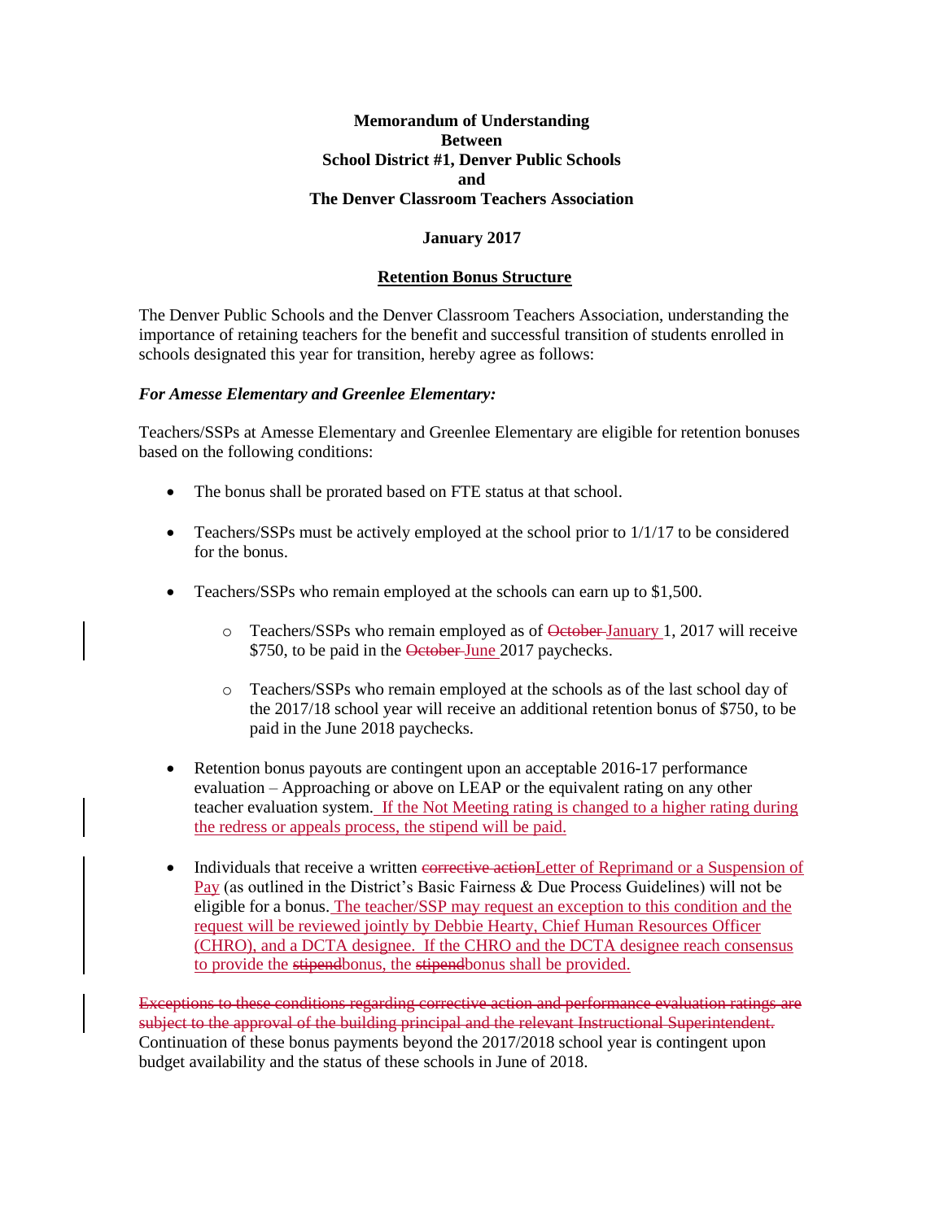**Memorandum of Understanding**
**Between**
**School District #1, Denver Public Schools**
**and**
**The Denver Classroom Teachers Association**

**January 2017**

**Retention Bonus Structure**

The Denver Public Schools and the Denver Classroom Teachers Association, understanding the importance of retaining teachers for the benefit and successful transition of students enrolled in schools designated this year for transition, hereby agree as follows:

***For Amesse Elementary and Greenlee Elementary:***

Teachers/SSPs at Amesse Elementary and Greenlee Elementary are eligible for retention bonuses based on the following conditions:

- The bonus shall be prorated based on FTE status at that school.
- Teachers/SSPs must be actively employed at the school prior to 1/1/17 to be considered for the bonus.
- Teachers/SSPs who remain employed at the schools can earn up to $1,500.
    - Teachers/SSPs who remain employed as of ~~October~~ January 1, 2017 will receive $750, to be paid in the ~~October~~ June 2017 paychecks.
    - Teachers/SSPs who remain employed at the schools as of the last school day of the 2017/18 school year will receive an additional retention bonus of $750, to be paid in the June 2018 paychecks.
- Retention bonus payouts are contingent upon an acceptable 2016-17 performance evaluation – Approaching or above on LEAP or the equivalent rating on any other teacher evaluation system. If the Not Meeting rating is changed to a higher rating during the redress or appeals process, the stipend will be paid.
- Individuals that receive a written ~~corrective action~~Letter of Reprimand or a Suspension of Pay (as outlined in the District's Basic Fairness & Due Process Guidelines) will not be eligible for a bonus. The teacher/SSP may request an exception to this condition and the request will be reviewed jointly by Debbie Hearty, Chief Human Resources Officer (CHRO), and a DCTA designee. If the CHRO and the DCTA designee reach consensus to provide the ~~stipend~~bonus, the ~~stipend~~bonus shall be provided.

~~Exceptions to these conditions regarding corrective action and performance evaluation ratings are subject to the approval of the building principal and the relevant Instructional Superintendent.~~
Continuation of these bonus payments beyond the 2017/2018 school year is contingent upon budget availability and the status of these schools in June of 2018.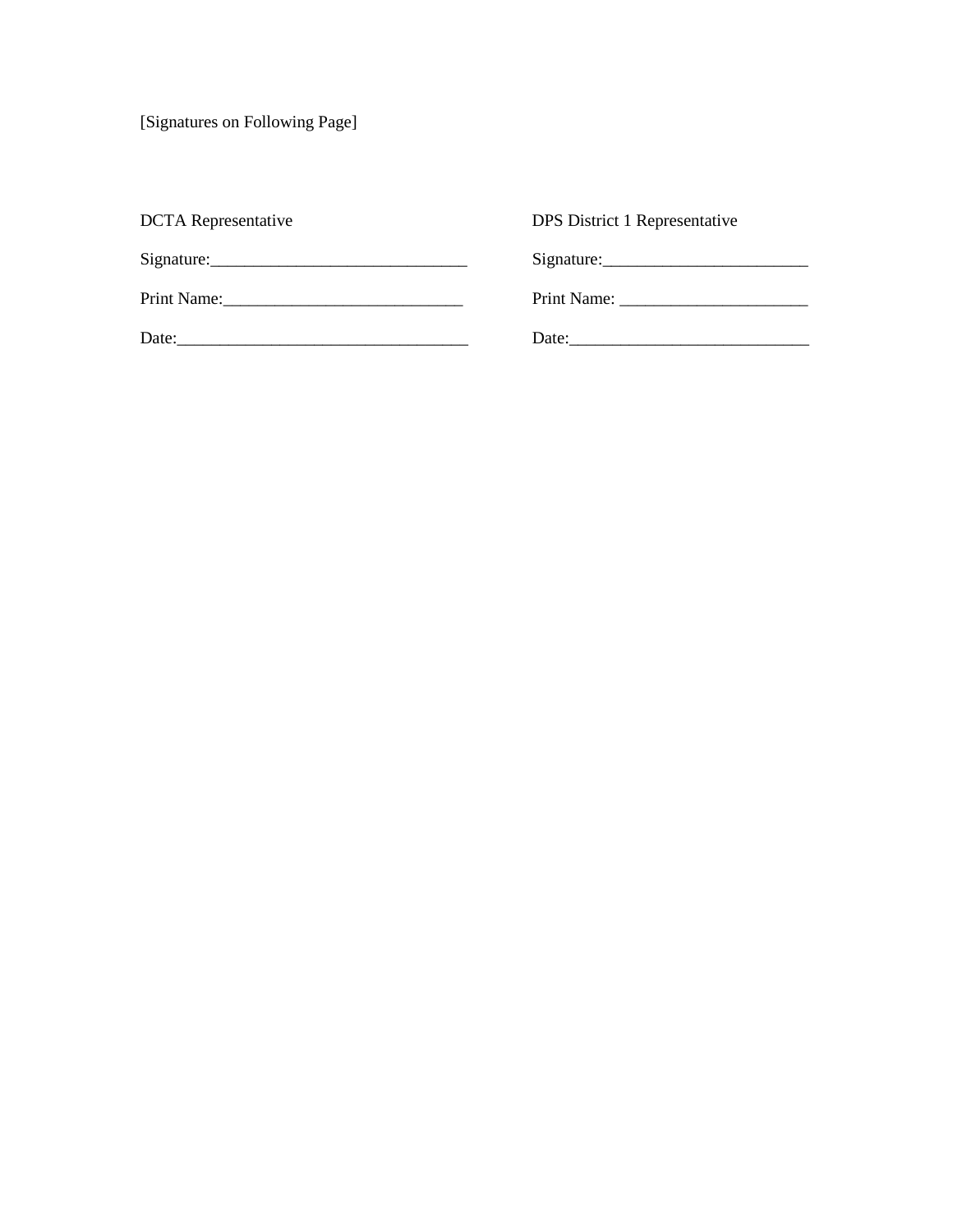[Signatures on Following Page]

DCTA Representative

Signature:______________________________

Print Name:____________________________

Date:__________________________________

DPS District 1 Representative

Signature:________________________

Print Name: ______________________

Date:____________________________